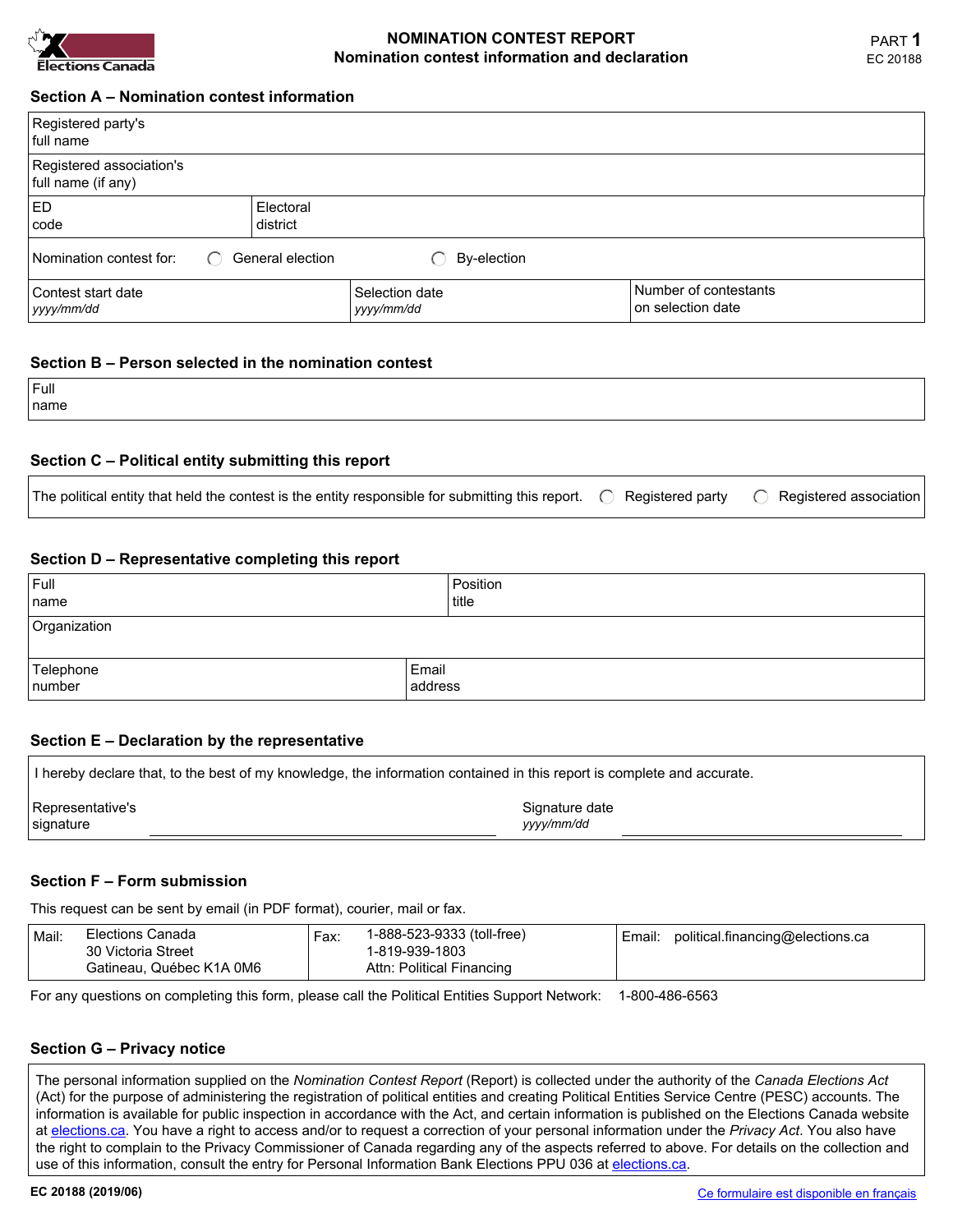Elections Canada

# NOMINATION CONTEST REPORT
## Nomination contest information and declaration

PART **1**
EC 20188

### Section A – Nomination contest information

| | | |
|---|---|---|
| Registered party's full name | | |
| Registered association's full name (if any) | | |
| ED code | Electoral district | |
| Nomination contest for: ◯ General election ◯ By-election | | |
| Contest start date *yyyy/mm/dd* | Selection date *yyyy/mm/dd* | Number of contestants on selection date |

### Section B – Person selected in the nomination contest

| |
|---|
| Full name |

### Section C – Political entity submitting this report

The political entity that held the contest is the entity responsible for submitting this report. ◯ Registered party ◯ Registered association

### Section D – Representative completing this report

| | |
|---|---|
| Full name | Position title |
| Organization | |
| Telephone number | Email address |

### Section E – Declaration by the representative

I hereby declare that, to the best of my knowledge, the information contained in this report is complete and accurate.

Representative's signature ____________________ Signature date *yyyy/mm/dd* ____________________

### Section F – Form submission

This request can be sent by email (in PDF format), courier, mail or fax.

| Mail: | Fax: | Email: |
|---|---|---|
| Elections Canada<br>30 Victoria Street<br>Gatineau, Québec K1A 0M6 | 1-888-523-9333 (toll-free)<br>1-819-939-1803<br>Attn: Political Financing | political.financing@elections.ca |

For any questions on completing this form, please call the Political Entities Support Network: 1-800-486-6563

### Section G – Privacy notice

The personal information supplied on the *Nomination Contest Report* (Report) is collected under the authority of the *Canada Elections Act* (Act) for the purpose of administering the registration of political entities and creating Political Entities Service Centre (PESC) accounts. The information is available for public inspection in accordance with the Act, and certain information is published on the Elections Canada website at elections.ca. You have a right to access and/or to request a correction of your personal information under the *Privacy Act*. You also have the right to complain to the Privacy Commissioner of Canada regarding any of the aspects referred to above. For details on the collection and use of this information, consult the entry for Personal Information Bank Elections PPU 036 at elections.ca.

**EC 20188 (2019/06)**

Ce formulaire est disponible en français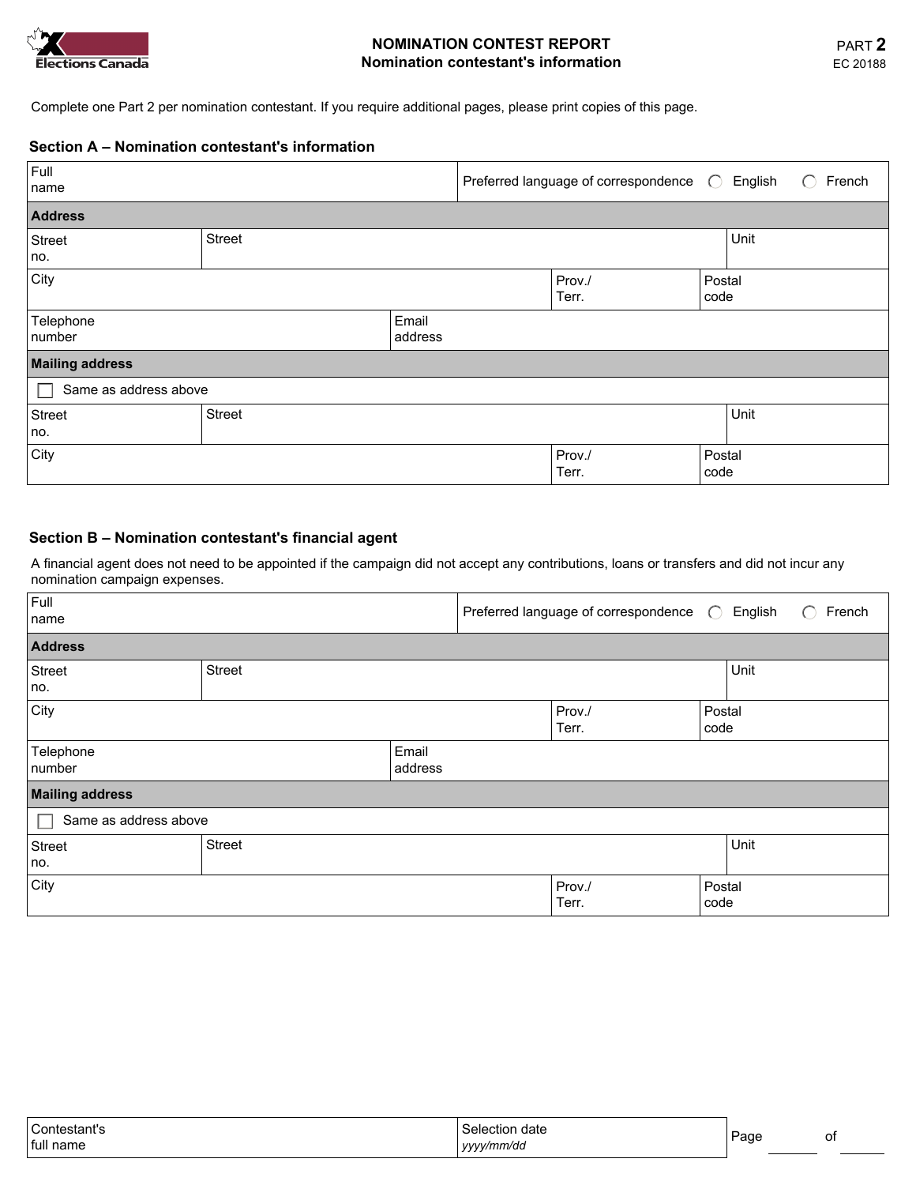Elections Canada

# NOMINATION CONTEST REPORT
## Nomination contestant's information

PART 2
EC 20188

Complete one Part 2 per nomination contestant. If you require additional pages, please print copies of this page.

### Section A – Nomination contestant's information

| Full name | | | Preferred language of correspondence ◯ English ◯ French |
|---|---|---|---|
| **Address** | | | |
| Street no. | Street | | Unit |
| City | | Prov./Terr. | Postal code |
| Telephone number | Email address | | |
| **Mailing address** | | | |
| ☐ Same as address above | | | |
| Street no. | Street | | Unit |
| City | | Prov./Terr. | Postal code |

### Section B – Nomination contestant's financial agent

A financial agent does not need to be appointed if the campaign did not accept any contributions, loans or transfers and did not incur any nomination campaign expenses.

| Full name | | | Preferred language of correspondence ◯ English ◯ French |
|---|---|---|---|
| **Address** | | | |
| Street no. | Street | | Unit |
| City | | Prov./Terr. | Postal code |
| Telephone number | Email address | | |
| **Mailing address** | | | |
| ☐ Same as address above | | | |
| Street no. | Street | | Unit |
| City | | Prov./Terr. | Postal code |

| Contestant's full name | Selection date *yyyy/mm/dd* | Page ______ of ______ |
|---|---|---|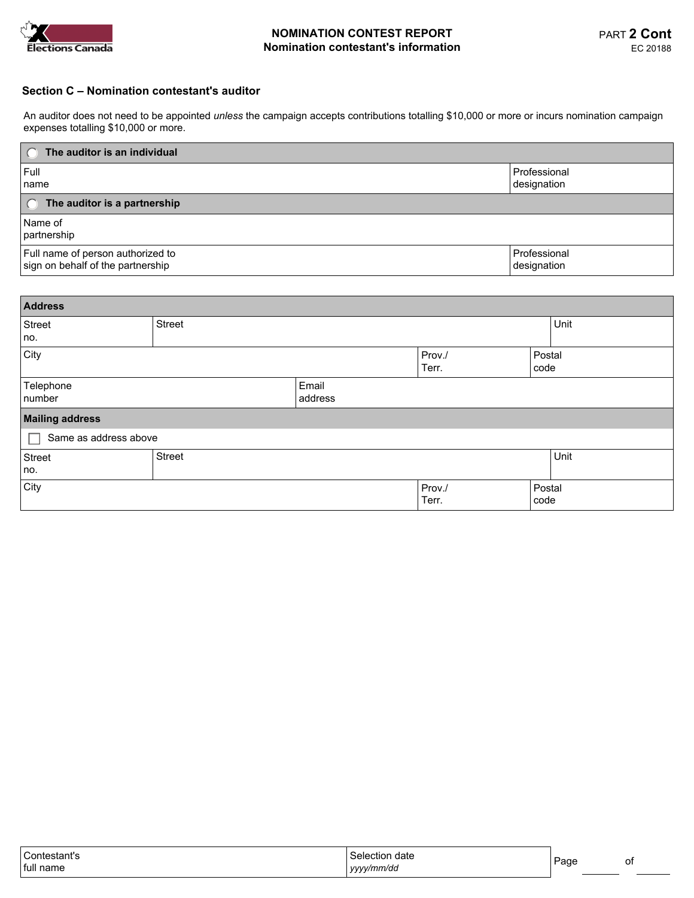**NOMINATION CONTEST REPORT**
**Nomination contestant's information**

PART **2 Cont**
EC 20188

### Section C – Nomination contestant's auditor

An auditor does not need to be appointed *unless* the campaign accepts contributions totalling $10,000 or more or incurs nomination campaign expenses totalling $10,000 or more.

| | |
|---|---|
| ◯ **The auditor is an individual** | |
| Full name | Professional designation |
| ◯ **The auditor is a partnership** | |
| Name of partnership | |
| Full name of person authorized to sign on behalf of the partnership | Professional designation |

| | | | | | |
|---|---|---|---|---|---|
| **Address** | | | | | |
| Street no. | Street | | | | Unit |
| City | | | Prov./ Terr. | Postal code | |
| Telephone number | Email address | | | | |
| **Mailing address** | | | | | |
| ☐ Same as address above | | | | | |
| Street no. | Street | | | | Unit |
| City | | | Prov./ Terr. | Postal code | |

| | | |
|---|---|---|
| Contestant's full name | Selection date *yyyy/mm/dd* | Page ____ of ____ |